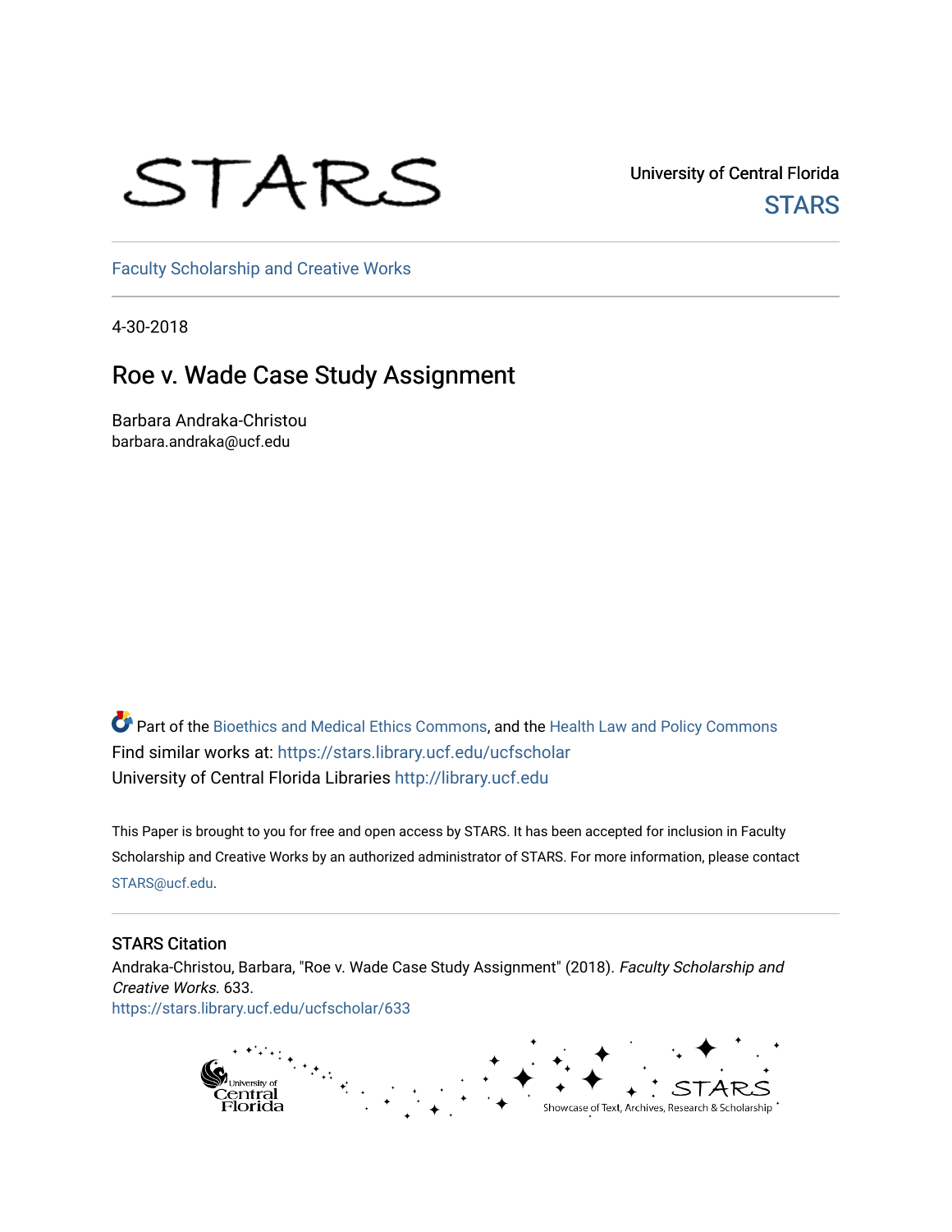STARS

University of Central Florida

STARS

Faculty Scholarship and Creative Works

4-30-2018

# Roe v. Wade Case Study Assignment

Barbara Andraka-Christou
barbara.andraka@ucf.edu

Part of the Bioethics and Medical Ethics Commons, and the Health Law and Policy Commons
Find similar works at: https://stars.library.ucf.edu/ucfscholar
University of Central Florida Libraries http://library.ucf.edu

This Paper is brought to you for free and open access by STARS. It has been accepted for inclusion in Faculty Scholarship and Creative Works by an authorized administrator of STARS. For more information, please contact STARS@ucf.edu.

## STARS Citation

Andraka-Christou, Barbara, "Roe v. Wade Case Study Assignment" (2018). *Faculty Scholarship and Creative Works*. 633.
https://stars.library.ucf.edu/ucfscholar/633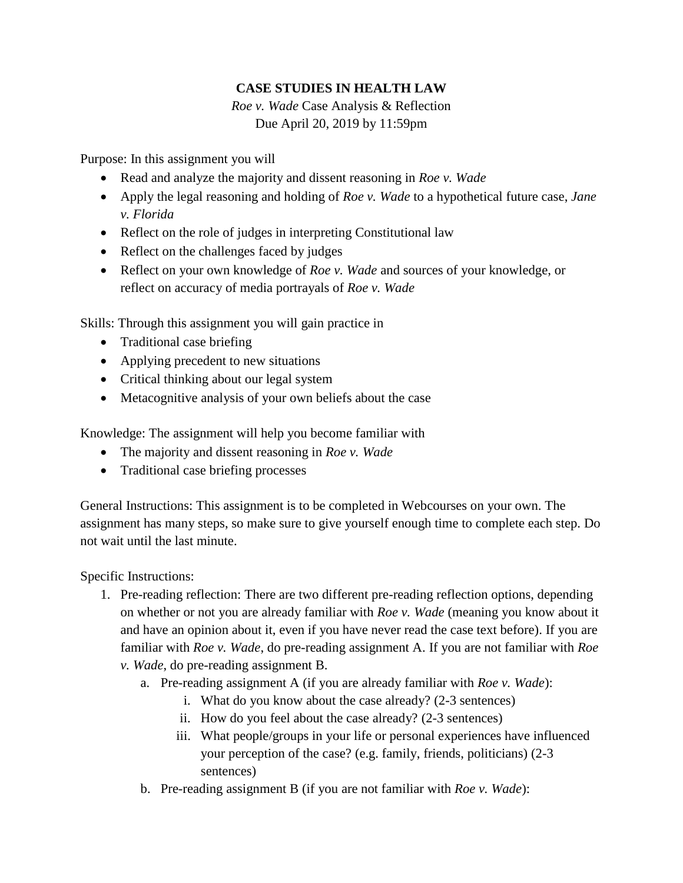**CASE STUDIES IN HEALTH LAW**

*Roe v. Wade* Case Analysis & Reflection

Due April 20, 2019 by 11:59pm

Purpose: In this assignment you will

- Read and analyze the majority and dissent reasoning in *Roe v. Wade*
- Apply the legal reasoning and holding of *Roe v. Wade* to a hypothetical future case, *Jane v. Florida*
- Reflect on the role of judges in interpreting Constitutional law
- Reflect on the challenges faced by judges
- Reflect on your own knowledge of *Roe v. Wade* and sources of your knowledge, or reflect on accuracy of media portrayals of *Roe v. Wade*

Skills: Through this assignment you will gain practice in

- Traditional case briefing
- Applying precedent to new situations
- Critical thinking about our legal system
- Metacognitive analysis of your own beliefs about the case

Knowledge: The assignment will help you become familiar with

- The majority and dissent reasoning in *Roe v. Wade*
- Traditional case briefing processes

General Instructions: This assignment is to be completed in Webcourses on your own. The assignment has many steps, so make sure to give yourself enough time to complete each step. Do not wait until the last minute.

Specific Instructions:

1. Pre-reading reflection: There are two different pre-reading reflection options, depending on whether or not you are already familiar with *Roe v. Wade* (meaning you know about it and have an opinion about it, even if you have never read the case text before). If you are familiar with *Roe v. Wade*, do pre-reading assignment A. If you are not familiar with *Roe v. Wade*, do pre-reading assignment B.
    a. Pre-reading assignment A (if you are already familiar with *Roe v. Wade*):
        i. What do you know about the case already? (2-3 sentences)
        ii. How do you feel about the case already? (2-3 sentences)
        iii. What people/groups in your life or personal experiences have influenced your perception of the case? (e.g. family, friends, politicians) (2-3 sentences)
    b. Pre-reading assignment B (if you are not familiar with *Roe v. Wade*):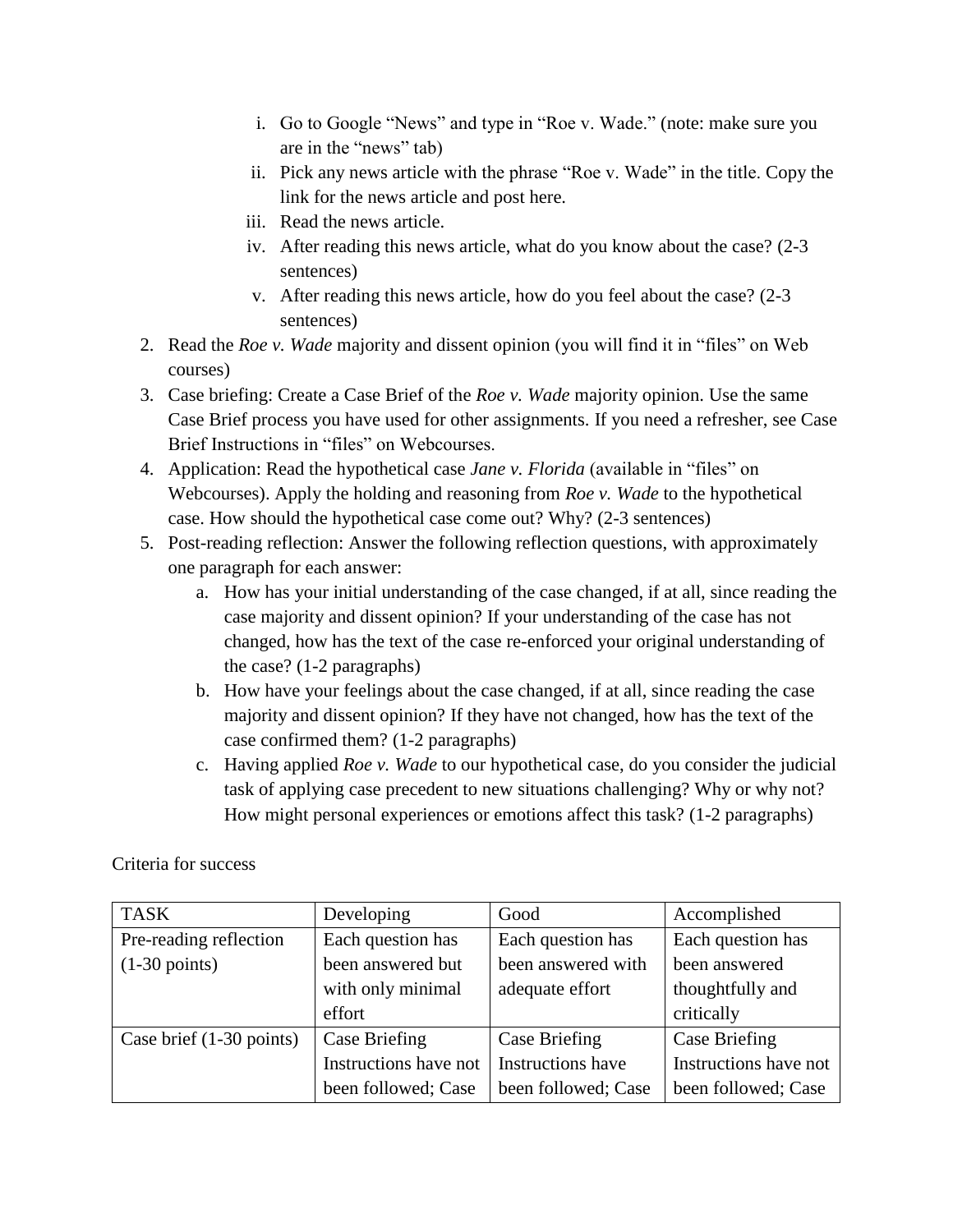i. Go to Google "News" and type in "Roe v. Wade." (note: make sure you are in the "news" tab)
   ii. Pick any news article with the phrase "Roe v. Wade" in the title. Copy the link for the news article and post here.
   iii. Read the news article.
   iv. After reading this news article, what do you know about the case? (2-3 sentences)
   v. After reading this news article, how do you feel about the case? (2-3 sentences)

2. Read the *Roe v. Wade* majority and dissent opinion (you will find it in "files" on Web courses)
3. Case briefing: Create a Case Brief of the *Roe v. Wade* majority opinion. Use the same Case Brief process you have used for other assignments. If you need a refresher, see Case Brief Instructions in "files" on Webcourses.
4. Application: Read the hypothetical case *Jane v. Florida* (available in "files" on Webcourses). Apply the holding and reasoning from *Roe v. Wade* to the hypothetical case. How should the hypothetical case come out? Why? (2-3 sentences)
5. Post-reading reflection: Answer the following reflection questions, with approximately one paragraph for each answer:
   a. How has your initial understanding of the case changed, if at all, since reading the case majority and dissent opinion? If your understanding of the case has not changed, how has the text of the case re-enforced your original understanding of the case? (1-2 paragraphs)
   b. How have your feelings about the case changed, if at all, since reading the case majority and dissent opinion? If they have not changed, how has the text of the case confirmed them? (1-2 paragraphs)
   c. Having applied *Roe v. Wade* to our hypothetical case, do you consider the judicial task of applying case precedent to new situations challenging? Why or why not? How might personal experiences or emotions affect this task? (1-2 paragraphs)

Criteria for success

| TASK | Developing | Good | Accomplished |
| --- | --- | --- | --- |
| Pre-reading reflection (1-30 points) | Each question has been answered but with only minimal effort | Each question has been answered with adequate effort | Each question has been answered thoughtfully and critically |
| Case brief (1-30 points) | Case Briefing Instructions have not been followed; Case | Case Briefing Instructions have been followed; Case | Case Briefing Instructions have not been followed; Case |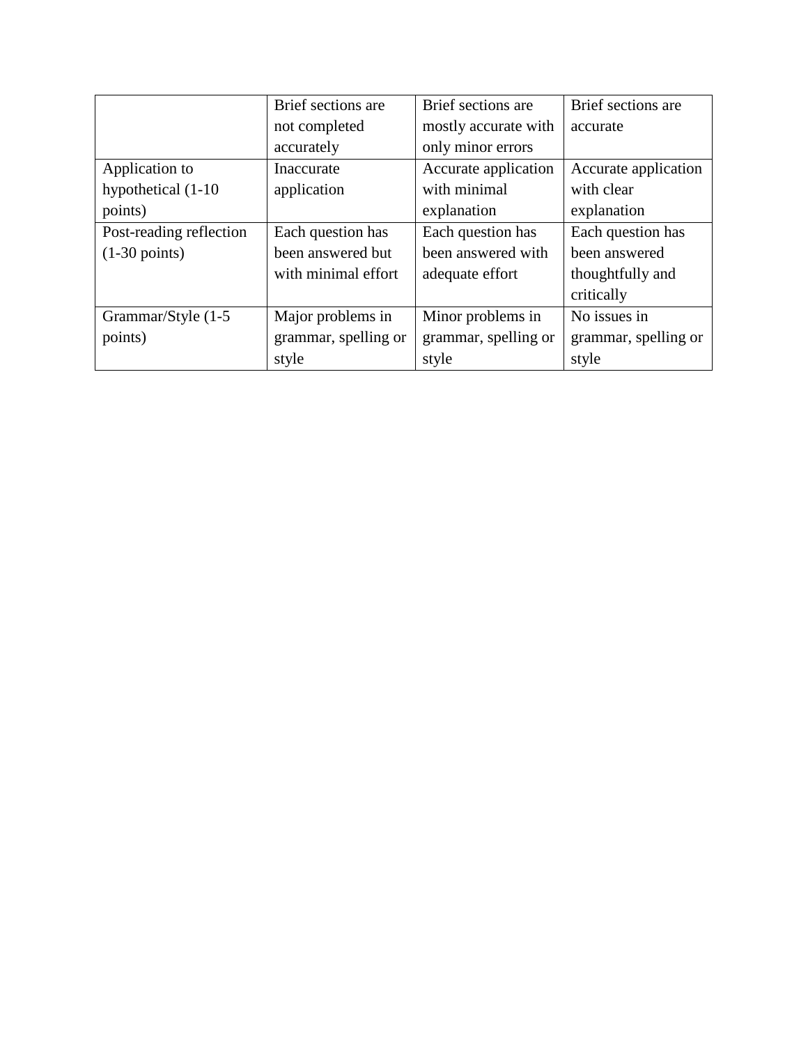| | | | |
|---|---|---|---|
| | Brief sections are not completed accurately | Brief sections are mostly accurate with only minor errors | Brief sections are accurate |
| Application to hypothetical (1-10 points) | Inaccurate application | Accurate application with minimal explanation | Accurate application with clear explanation |
| Post-reading reflection (1-30 points) | Each question has been answered but with minimal effort | Each question has been answered with adequate effort | Each question has been answered thoughtfully and critically |
| Grammar/Style (1-5 points) | Major problems in grammar, spelling or style | Minor problems in grammar, spelling or style | No issues in grammar, spelling or style |